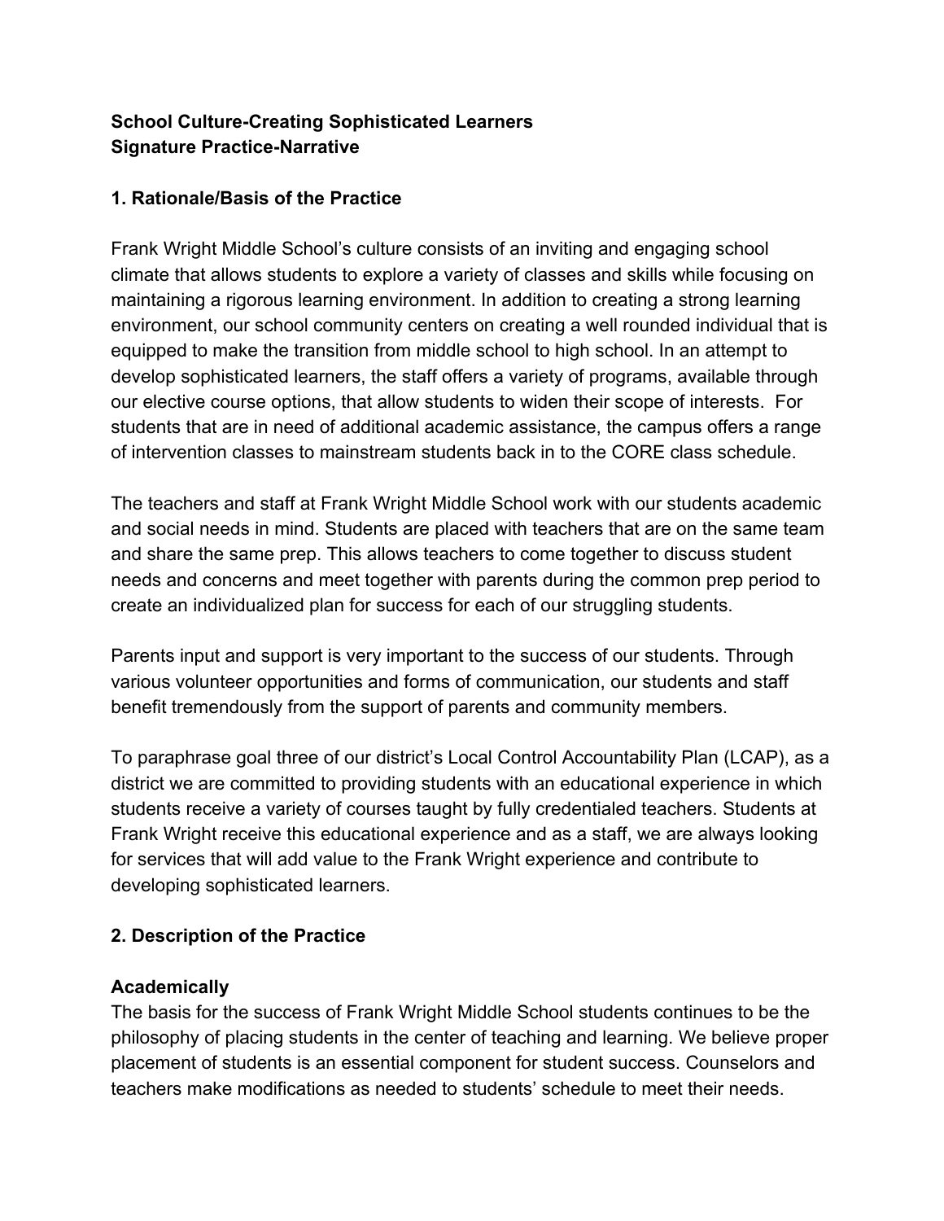**School Culture-Creating Sophisticated Learners**
**Signature Practice-Narrative**

## 1. Rationale/Basis of the Practice

Frank Wright Middle School's culture consists of an inviting and engaging school climate that allows students to explore a variety of classes and skills while focusing on maintaining a rigorous learning environment. In addition to creating a strong learning environment, our school community centers on creating a well rounded individual that is equipped to make the transition from middle school to high school. In an attempt to develop sophisticated learners, the staff offers a variety of programs, available through our elective course options, that allow students to widen their scope of interests. For students that are in need of additional academic assistance, the campus offers a range of intervention classes to mainstream students back in to the CORE class schedule.

The teachers and staff at Frank Wright Middle School work with our students academic and social needs in mind. Students are placed with teachers that are on the same team and share the same prep. This allows teachers to come together to discuss student needs and concerns and meet together with parents during the common prep period to create an individualized plan for success for each of our struggling students.

Parents input and support is very important to the success of our students. Through various volunteer opportunities and forms of communication, our students and staff benefit tremendously from the support of parents and community members.

To paraphrase goal three of our district's Local Control Accountability Plan (LCAP), as a district we are committed to providing students with an educational experience in which students receive a variety of courses taught by fully credentialed teachers. Students at Frank Wright receive this educational experience and as a staff, we are always looking for services that will add value to the Frank Wright experience and contribute to developing sophisticated learners.

## 2. Description of the Practice

### Academically

The basis for the success of Frank Wright Middle School students continues to be the philosophy of placing students in the center of teaching and learning. We believe proper placement of students is an essential component for student success. Counselors and teachers make modifications as needed to students' schedule to meet their needs.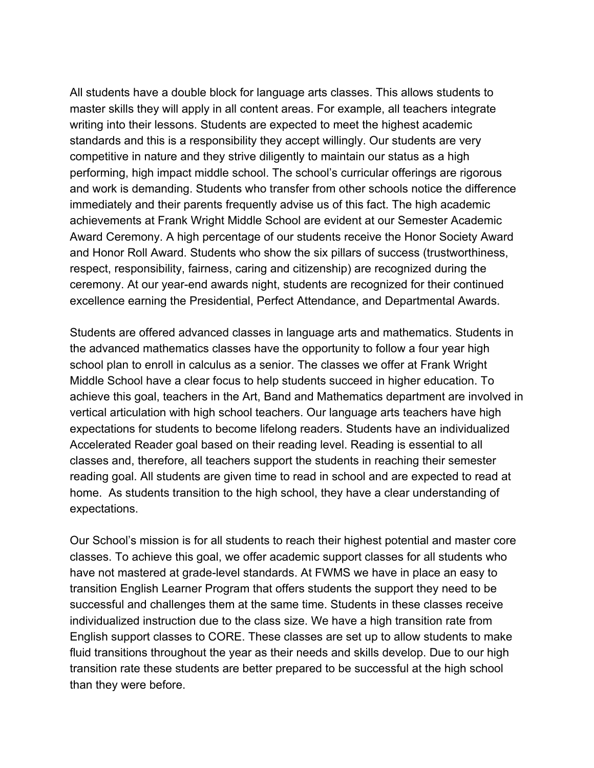All students have a double block for language arts classes. This allows students to master skills they will apply in all content areas. For example, all teachers integrate writing into their lessons. Students are expected to meet the highest academic standards and this is a responsibility they accept willingly. Our students are very competitive in nature and they strive diligently to maintain our status as a high performing, high impact middle school. The school's curricular offerings are rigorous and work is demanding. Students who transfer from other schools notice the difference immediately and their parents frequently advise us of this fact. The high academic achievements at Frank Wright Middle School are evident at our Semester Academic Award Ceremony. A high percentage of our students receive the Honor Society Award and Honor Roll Award. Students who show the six pillars of success (trustworthiness, respect, responsibility, fairness, caring and citizenship) are recognized during the ceremony. At our year-end awards night, students are recognized for their continued excellence earning the Presidential, Perfect Attendance, and Departmental Awards.

Students are offered advanced classes in language arts and mathematics. Students in the advanced mathematics classes have the opportunity to follow a four year high school plan to enroll in calculus as a senior. The classes we offer at Frank Wright Middle School have a clear focus to help students succeed in higher education. To achieve this goal, teachers in the Art, Band and Mathematics department are involved in vertical articulation with high school teachers. Our language arts teachers have high expectations for students to become lifelong readers. Students have an individualized Accelerated Reader goal based on their reading level. Reading is essential to all classes and, therefore, all teachers support the students in reaching their semester reading goal. All students are given time to read in school and are expected to read at home. As students transition to the high school, they have a clear understanding of expectations.

Our School's mission is for all students to reach their highest potential and master core classes. To achieve this goal, we offer academic support classes for all students who have not mastered at grade-level standards. At FWMS we have in place an easy to transition English Learner Program that offers students the support they need to be successful and challenges them at the same time. Students in these classes receive individualized instruction due to the class size. We have a high transition rate from English support classes to CORE. These classes are set up to allow students to make fluid transitions throughout the year as their needs and skills develop. Due to our high transition rate these students are better prepared to be successful at the high school than they were before.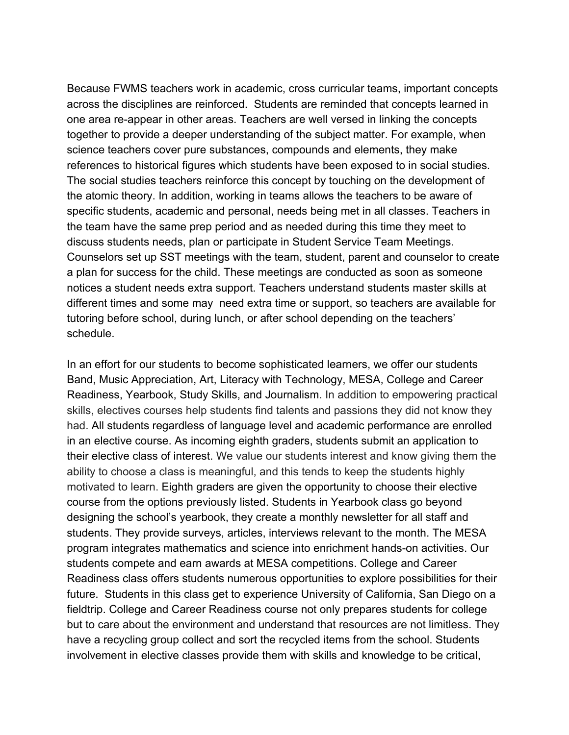Because FWMS teachers work in academic, cross curricular teams, important concepts across the disciplines are reinforced.  Students are reminded that concepts learned in one area re-appear in other areas. Teachers are well versed in linking the concepts together to provide a deeper understanding of the subject matter. For example, when science teachers cover pure substances, compounds and elements, they make references to historical figures which students have been exposed to in social studies. The social studies teachers reinforce this concept by touching on the development of the atomic theory. In addition, working in teams allows the teachers to be aware of specific students, academic and personal, needs being met in all classes. Teachers in the team have the same prep period and as needed during this time they meet to discuss students needs, plan or participate in Student Service Team Meetings. Counselors set up SST meetings with the team, student, parent and counselor to create a plan for success for the child. These meetings are conducted as soon as someone notices a student needs extra support. Teachers understand students master skills at different times and some may  need extra time or support, so teachers are available for tutoring before school, during lunch, or after school depending on the teachers' schedule.

In an effort for our students to become sophisticated learners, we offer our students Band, Music Appreciation, Art, Literacy with Technology, MESA, College and Career Readiness, Yearbook, Study Skills, and Journalism. In addition to empowering practical skills, electives courses help students find talents and passions they did not know they had. All students regardless of language level and academic performance are enrolled in an elective course. As incoming eighth graders, students submit an application to their elective class of interest. We value our students interest and know giving them the ability to choose a class is meaningful, and this tends to keep the students highly motivated to learn. Eighth graders are given the opportunity to choose their elective course from the options previously listed. Students in Yearbook class go beyond designing the school's yearbook, they create a monthly newsletter for all staff and students. They provide surveys, articles, interviews relevant to the month. The MESA program integrates mathematics and science into enrichment hands-on activities. Our students compete and earn awards at MESA competitions. College and Career Readiness class offers students numerous opportunities to explore possibilities for their future.  Students in this class get to experience University of California, San Diego on a fieldtrip. College and Career Readiness course not only prepares students for college but to care about the environment and understand that resources are not limitless. They have a recycling group collect and sort the recycled items from the school. Students involvement in elective classes provide them with skills and knowledge to be critical,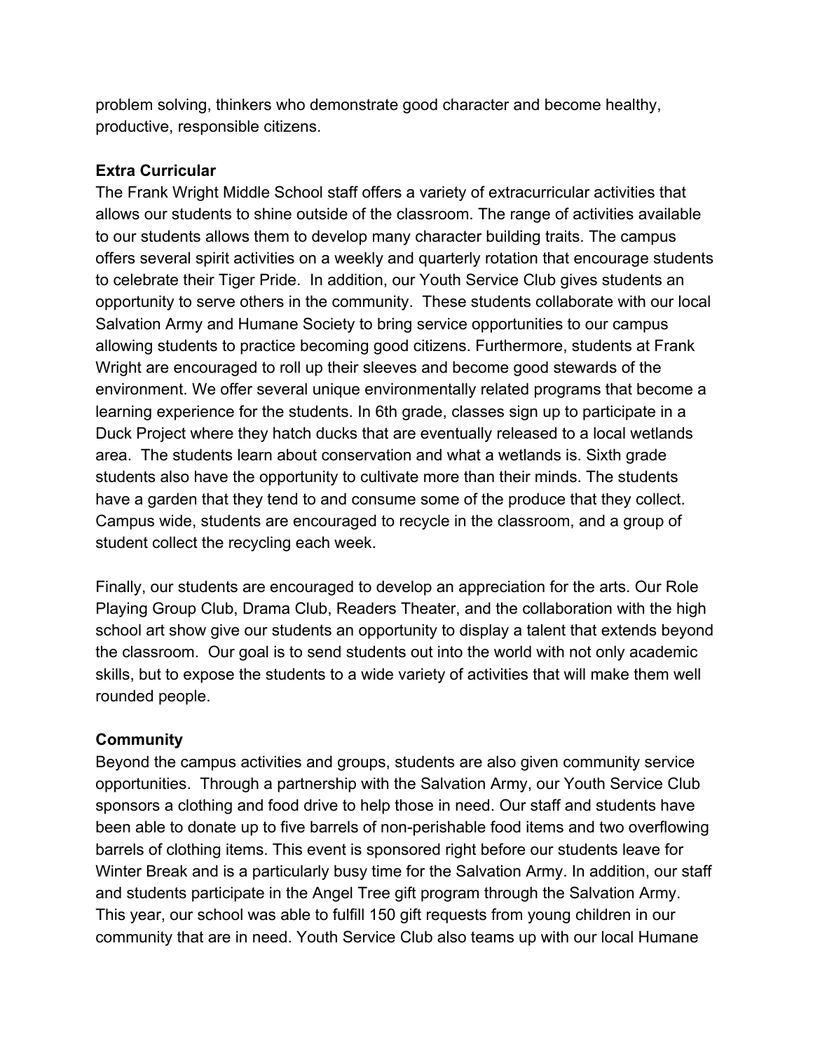problem solving, thinkers who demonstrate good character and become healthy, productive, responsible citizens.

**Extra Curricular**

The Frank Wright Middle School staff offers a variety of extracurricular activities that allows our students to shine outside of the classroom. The range of activities available to our students allows them to develop many character building traits. The campus offers several spirit activities on a weekly and quarterly rotation that encourage students to celebrate their Tiger Pride. In addition, our Youth Service Club gives students an opportunity to serve others in the community. These students collaborate with our local Salvation Army and Humane Society to bring service opportunities to our campus allowing students to practice becoming good citizens. Furthermore, students at Frank Wright are encouraged to roll up their sleeves and become good stewards of the environment. We offer several unique environmentally related programs that become a learning experience for the students. In 6th grade, classes sign up to participate in a Duck Project where they hatch ducks that are eventually released to a local wetlands area. The students learn about conservation and what a wetlands is. Sixth grade students also have the opportunity to cultivate more than their minds. The students have a garden that they tend to and consume some of the produce that they collect. Campus wide, students are encouraged to recycle in the classroom, and a group of student collect the recycling each week.

Finally, our students are encouraged to develop an appreciation for the arts. Our Role Playing Group Club, Drama Club, Readers Theater, and the collaboration with the high school art show give our students an opportunity to display a talent that extends beyond the classroom. Our goal is to send students out into the world with not only academic skills, but to expose the students to a wide variety of activities that will make them well rounded people.

**Community**

Beyond the campus activities and groups, students are also given community service opportunities. Through a partnership with the Salvation Army, our Youth Service Club sponsors a clothing and food drive to help those in need. Our staff and students have been able to donate up to five barrels of non-perishable food items and two overflowing barrels of clothing items. This event is sponsored right before our students leave for Winter Break and is a particularly busy time for the Salvation Army. In addition, our staff and students participate in the Angel Tree gift program through the Salvation Army. This year, our school was able to fulfill 150 gift requests from young children in our community that are in need. Youth Service Club also teams up with our local Humane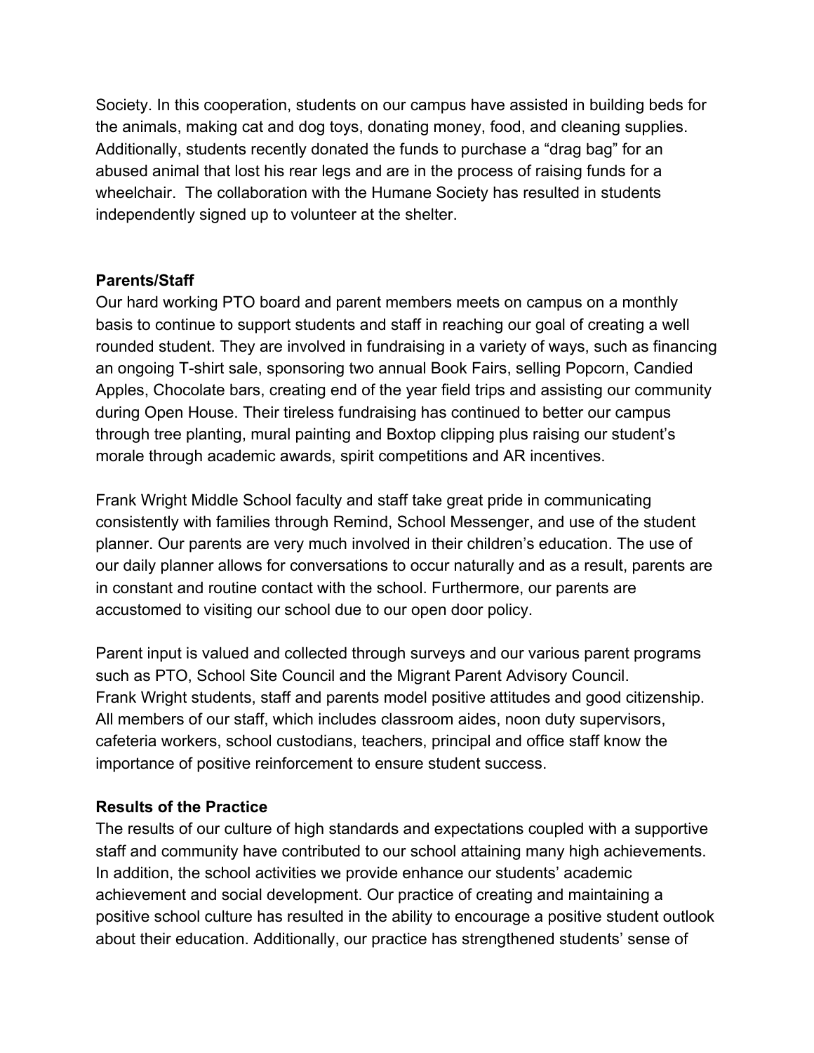Society. In this cooperation, students on our campus have assisted in building beds for the animals, making cat and dog toys, donating money, food, and cleaning supplies. Additionally, students recently donated the funds to purchase a "drag bag" for an abused animal that lost his rear legs and are in the process of raising funds for a wheelchair. The collaboration with the Humane Society has resulted in students independently signed up to volunteer at the shelter.

**Parents/Staff**

Our hard working PTO board and parent members meets on campus on a monthly basis to continue to support students and staff in reaching our goal of creating a well rounded student. They are involved in fundraising in a variety of ways, such as financing an ongoing T-shirt sale, sponsoring two annual Book Fairs, selling Popcorn, Candied Apples, Chocolate bars, creating end of the year field trips and assisting our community during Open House. Their tireless fundraising has continued to better our campus through tree planting, mural painting and Boxtop clipping plus raising our student's morale through academic awards, spirit competitions and AR incentives.

Frank Wright Middle School faculty and staff take great pride in communicating consistently with families through Remind, School Messenger, and use of the student planner. Our parents are very much involved in their children's education. The use of our daily planner allows for conversations to occur naturally and as a result, parents are in constant and routine contact with the school. Furthermore, our parents are accustomed to visiting our school due to our open door policy.

Parent input is valued and collected through surveys and our various parent programs such as PTO, School Site Council and the Migrant Parent Advisory Council.
Frank Wright students, staff and parents model positive attitudes and good citizenship. All members of our staff, which includes classroom aides, noon duty supervisors, cafeteria workers, school custodians, teachers, principal and office staff know the importance of positive reinforcement to ensure student success.

**Results of the Practice**

The results of our culture of high standards and expectations coupled with a supportive staff and community have contributed to our school attaining many high achievements. In addition, the school activities we provide enhance our students' academic achievement and social development. Our practice of creating and maintaining a positive school culture has resulted in the ability to encourage a positive student outlook about their education. Additionally, our practice has strengthened students' sense of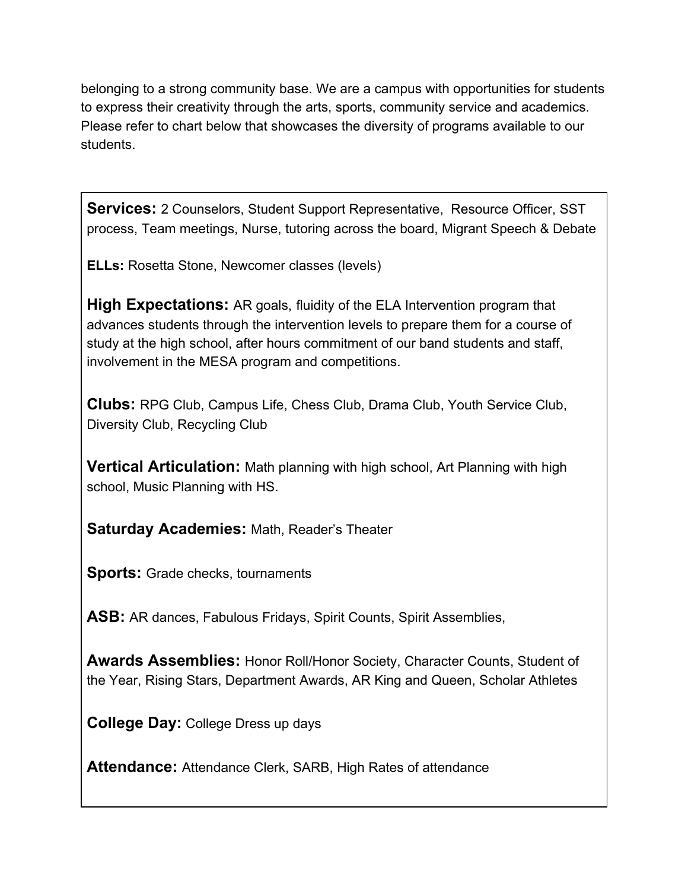belonging to a strong community base. We are a campus with opportunities for students to express their creativity through the arts, sports, community service and academics. Please refer to chart below that showcases the diversity of programs available to our students.

**Services:** 2 Counselors, Student Support Representative, Resource Officer, SST process, Team meetings, Nurse, tutoring across the board, Migrant Speech & Debate

**ELLs:** Rosetta Stone, Newcomer classes (levels)

**High Expectations:** AR goals, fluidity of the ELA Intervention program that advances students through the intervention levels to prepare them for a course of study at the high school, after hours commitment of our band students and staff, involvement in the MESA program and competitions.

**Clubs:** RPG Club, Campus Life, Chess Club, Drama Club, Youth Service Club, Diversity Club, Recycling Club

**Vertical Articulation:** Math planning with high school, Art Planning with high school, Music Planning with HS.

**Saturday Academies:** Math, Reader's Theater

**Sports:** Grade checks, tournaments

**ASB:** AR dances, Fabulous Fridays, Spirit Counts, Spirit Assemblies,

**Awards Assemblies:** Honor Roll/Honor Society, Character Counts, Student of the Year, Rising Stars, Department Awards, AR King and Queen, Scholar Athletes

**College Day:** College Dress up days

**Attendance:** Attendance Clerk, SARB, High Rates of attendance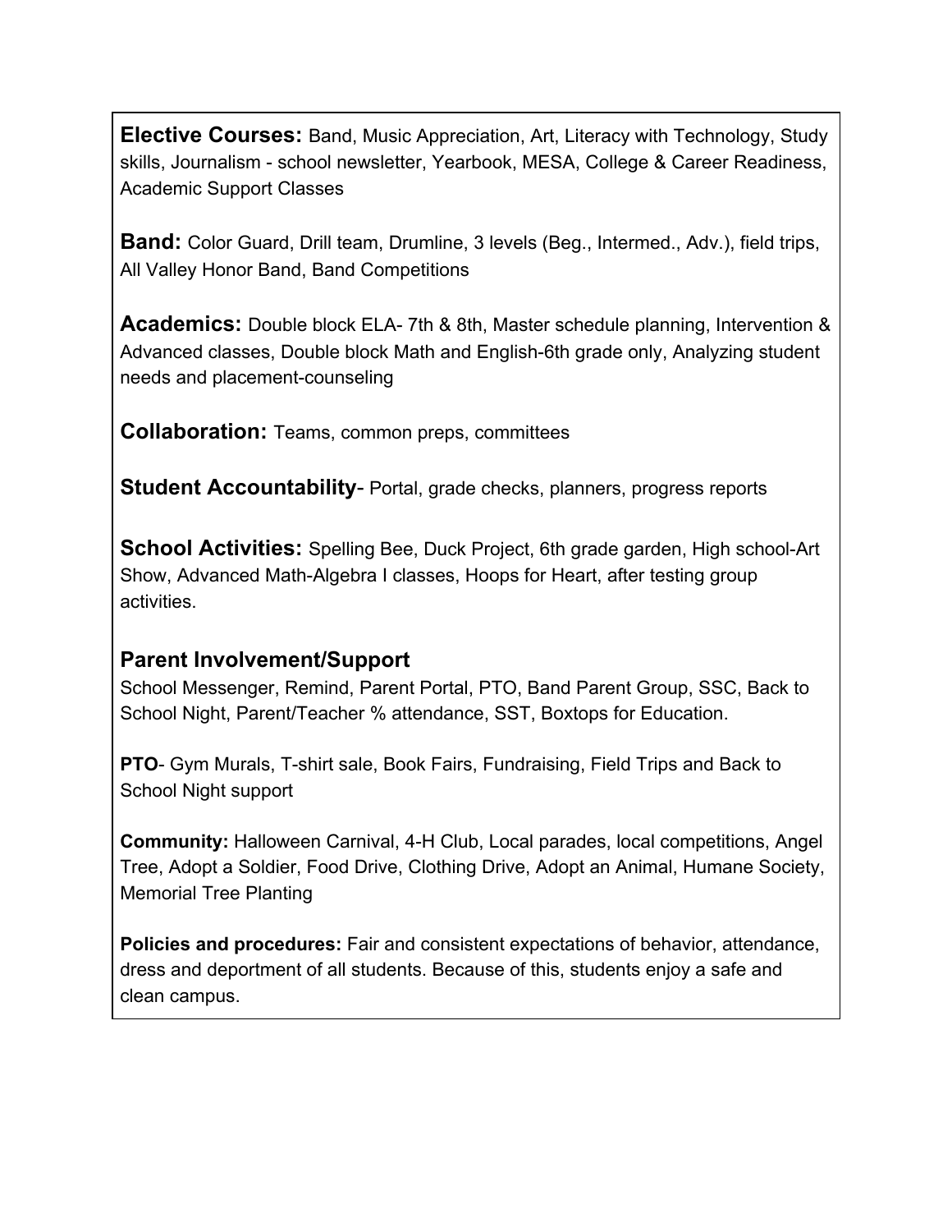**Elective Courses:** Band, Music Appreciation, Art, Literacy with Technology, Study skills, Journalism - school newsletter, Yearbook, MESA, College & Career Readiness, Academic Support Classes

**Band:** Color Guard, Drill team, Drumline, 3 levels (Beg., Intermed., Adv.), field trips, All Valley Honor Band, Band Competitions

**Academics:** Double block ELA- 7th & 8th, Master schedule planning, Intervention & Advanced classes, Double block Math and English-6th grade only, Analyzing student needs and placement-counseling

**Collaboration:** Teams, common preps, committees

**Student Accountability**- Portal, grade checks, planners, progress reports

**School Activities:** Spelling Bee, Duck Project, 6th grade garden, High school-Art Show, Advanced Math-Algebra I classes, Hoops for Heart, after testing group activities.

**Parent Involvement/Support**

School Messenger, Remind, Parent Portal, PTO, Band Parent Group, SSC, Back to School Night, Parent/Teacher % attendance, SST, Boxtops for Education.

**PTO**- Gym Murals, T-shirt sale, Book Fairs, Fundraising, Field Trips and Back to School Night support

**Community:** Halloween Carnival, 4-H Club, Local parades, local competitions, Angel Tree, Adopt a Soldier, Food Drive, Clothing Drive, Adopt an Animal, Humane Society, Memorial Tree Planting

**Policies and procedures:** Fair and consistent expectations of behavior, attendance, dress and deportment of all students. Because of this, students enjoy a safe and clean campus.